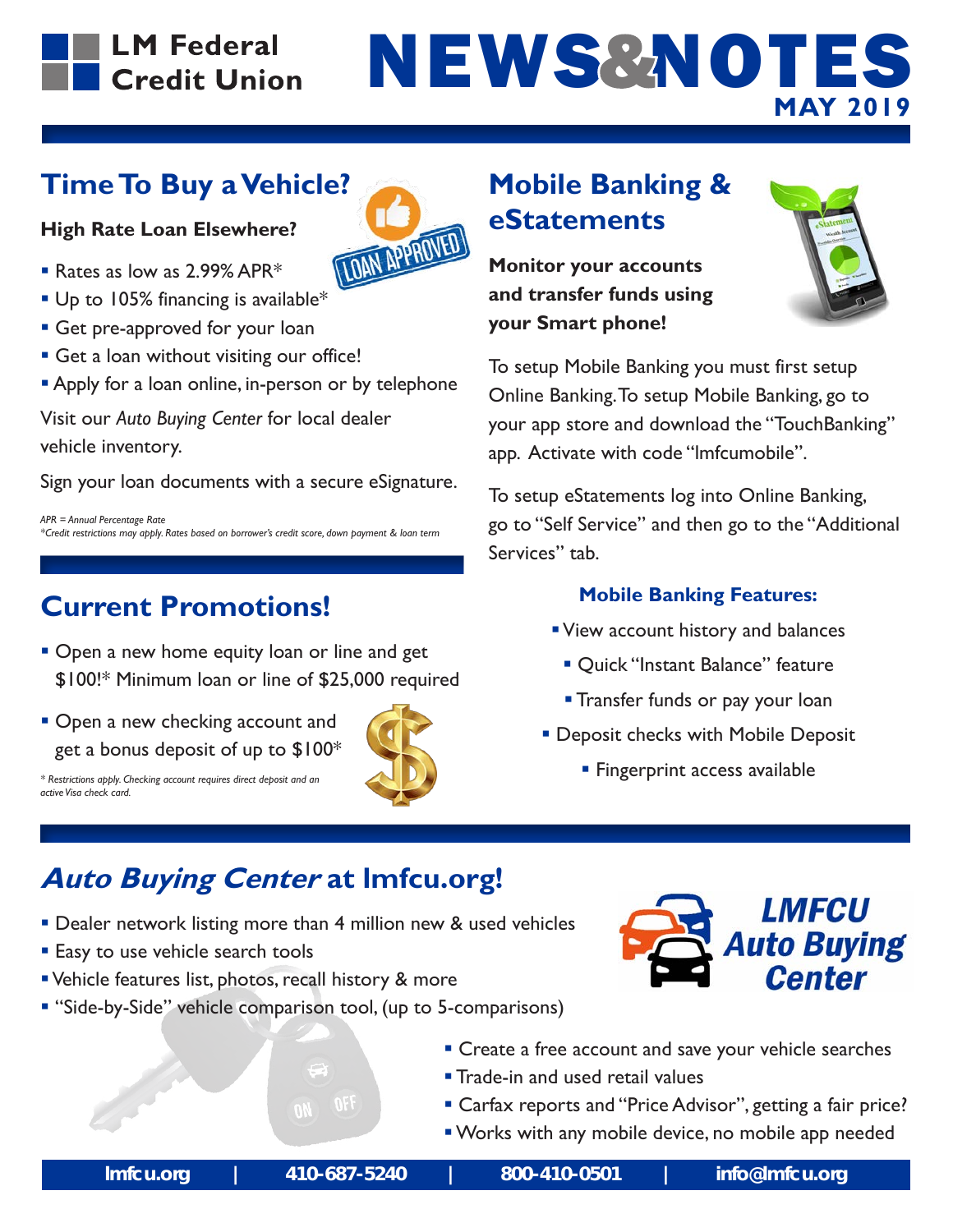# LM Federal Credit Union

# NEWS&NOTES

**MAY 2019**

## Time To Buy a Vehicle?

**High Rate Loan Elsewhere?**

- Rates as low as 2.99% APR*
- Up to 105% financing is available*
- Get pre-approved for your loan
- Get a loan without visiting our office!
- Apply for a loan online, in-person or by telephone

Visit our *Auto Buying Center* for local dealer vehicle inventory.

Sign your loan documents with a secure eSignature.

*APR = Annual Percentage Rate*
**Credit restrictions may apply. Rates based on borrower's credit score, down payment & loan term*

## Current Promotions!

- Open a new home equity loan or line and get $100!* Minimum loan or line of $25,000 required
- Open a new checking account and get a bonus deposit of up to $100*

** Restrictions apply. Checking account requires direct deposit and an active Visa check card.*

## Mobile Banking & eStatements

**Monitor your accounts and transfer funds using your Smart phone!**

To setup Mobile Banking you must first setup Online Banking. To setup Mobile Banking, go to your app store and download the "TouchBanking" app. Activate with code "lmfcumobile".

To setup eStatements log into Online Banking, go to "Self Service" and then go to the "Additional Services" tab.

### Mobile Banking Features:

- View account history and balances
- Quick "Instant Balance" feature
- Transfer funds or pay your loan
- Deposit checks with Mobile Deposit
- Fingerprint access available

## *Auto Buying Center* at lmfcu.org!

- Dealer network listing more than 4 million new & used vehicles
- Easy to use vehicle search tools
- Vehicle features list, photos, recall history & more
- "Side-by-Side" vehicle comparison tool, (up to 5-comparisons)
- Create a free account and save your vehicle searches
- Trade-in and used retail values
- Carfax reports and "Price Advisor", getting a fair price?
- Works with any mobile device, no mobile app needed

LMFCU Auto Buying Center

lmfcu.org | 410-687-5240 | 800-410-0501 | info@lmfcu.org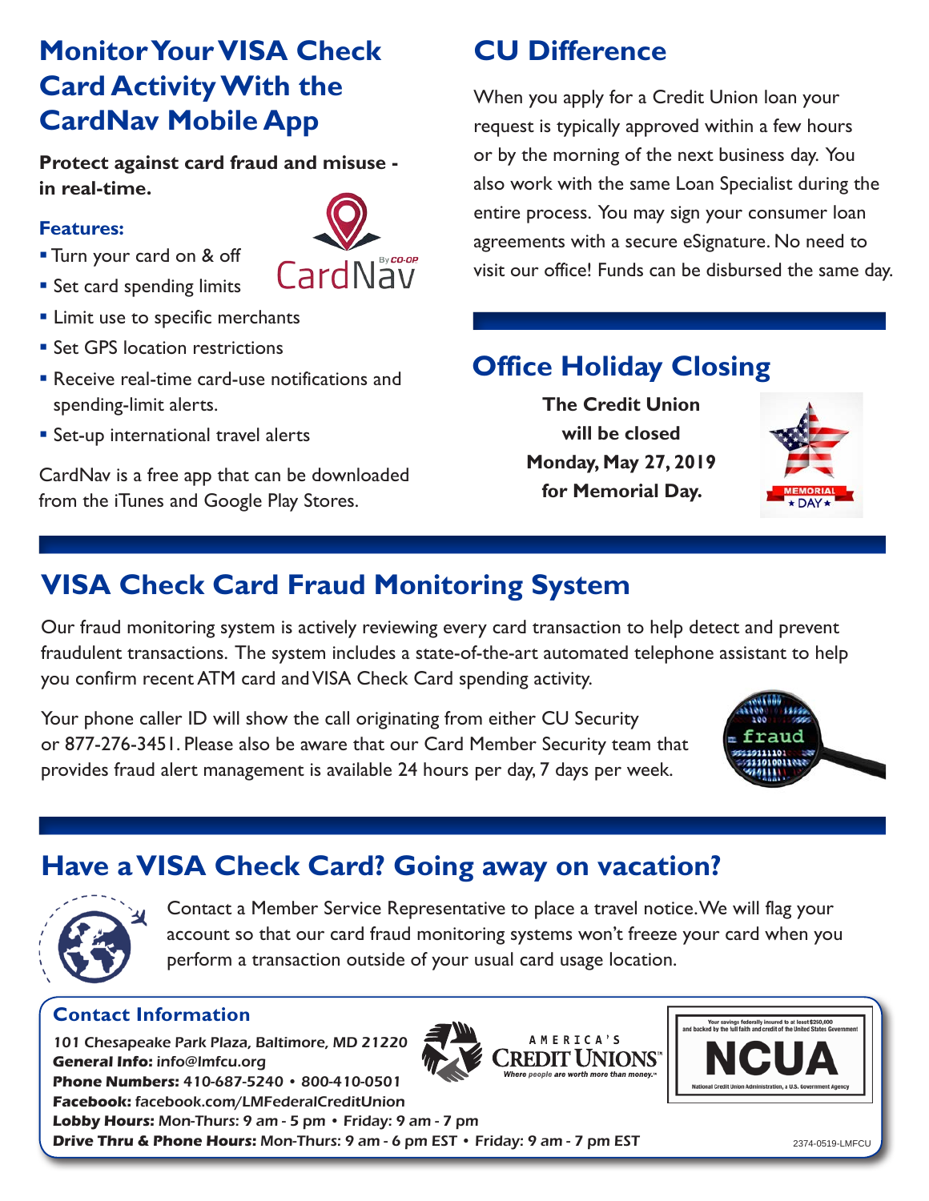## Monitor Your VISA Check Card Activity With the CardNav Mobile App

**Protect against card fraud and misuse - in real-time.**

**Features:**

- Turn your card on & off
- Set card spending limits
- Limit use to specific merchants
- Set GPS location restrictions
- Receive real-time card-use notifications and spending-limit alerts.
- Set-up international travel alerts

CardNav is a free app that can be downloaded from the iTunes and Google Play Stores.

## CU Difference

When you apply for a Credit Union loan your request is typically approved within a few hours or by the morning of the next business day. You also work with the same Loan Specialist during the entire process. You may sign your consumer loan agreements with a secure eSignature. No need to visit our office! Funds can be disbursed the same day.

## Office Holiday Closing

**The Credit Union will be closed Monday, May 27, 2019 for Memorial Day.**

## VISA Check Card Fraud Monitoring System

Our fraud monitoring system is actively reviewing every card transaction to help detect and prevent fraudulent transactions. The system includes a state-of-the-art automated telephone assistant to help you confirm recent ATM card and VISA Check Card spending activity.

Your phone caller ID will show the call originating from either CU Security or 877-276-3451. Please also be aware that our Card Member Security team that provides fraud alert management is available 24 hours per day, 7 days per week.

## Have a VISA Check Card? Going away on vacation?

Contact a Member Service Representative to place a travel notice. We will flag your account so that our card fraud monitoring systems won't freeze your card when you perform a transaction outside of your usual card usage location.

### Contact Information

101 Chesapeake Park Plaza, Baltimore, MD 21220
**General Info:** info@lmfcu.org
**Phone Numbers:** 410-687-5240 • 800-410-0501
**Facebook:** facebook.com/LMFederalCreditUnion
**Lobby Hours:** Mon-Thurs: 9 am - 5 pm • Friday: 9 am - 7 pm
**Drive Thru & Phone Hours:** Mon-Thurs: 9 am - 6 pm EST • Friday: 9 am - 7 pm EST

Your savings federally insured to at least $250,000 and backed by the full faith and credit of the United States Government

NCUA

National Credit Union Administration, a U.S. Government Agency

2374-0519-LMFCU